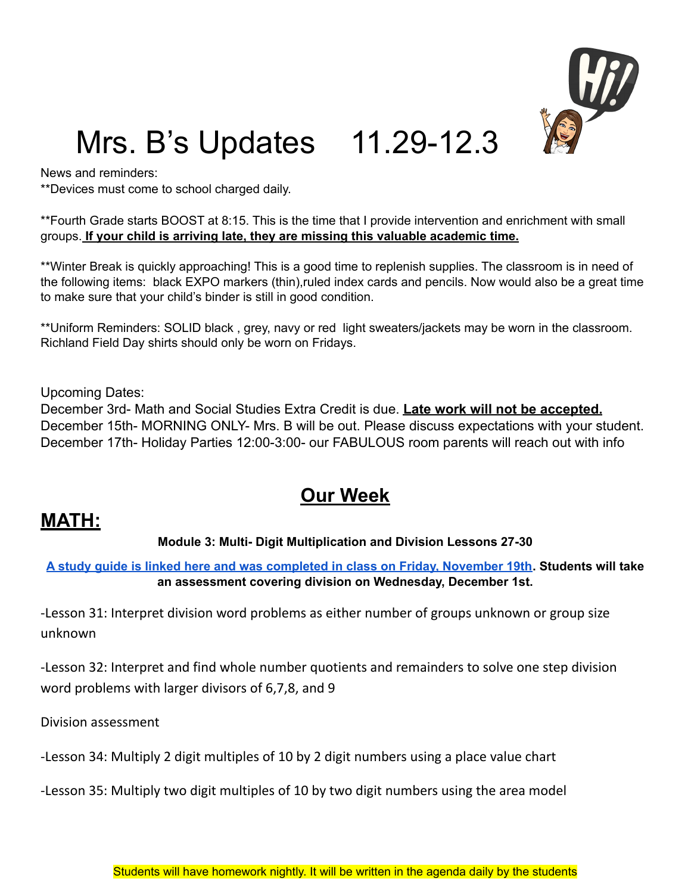# Mrs. B's Updates 11.29-12.3

News and reminders:
**Devices must come to school charged daily.

**Fourth Grade starts BOOST at 8:15. This is the time that I provide intervention and enrichment with small groups. <u>**If your child is arriving late, they are missing this valuable academic time.**</u>

**Winter Break is quickly approaching! This is a good time to replenish supplies. The classroom is in need of the following items: black EXPO markers (thin),ruled index cards and pencils. Now would also be a great time to make sure that your child's binder is still in good condition.

**Uniform Reminders: SOLID black , grey, navy or red light sweaters/jackets may be worn in the classroom. Richland Field Day shirts should only be worn on Fridays.

Upcoming Dates:
December 3rd- Math and Social Studies Extra Credit is due. <u>**Late work will not be accepted.**</u>
December 15th- MORNING ONLY- Mrs. B will be out. Please discuss expectations with your student.
December 17th- Holiday Parties 12:00-3:00- our FABULOUS room parents will reach out with info

## <u>Our Week</u>

## <u>MATH:</u>

**Module 3: Multi- Digit Multiplication and Division Lessons 27-30**

**A study guide is linked here and was completed in class on Friday, November 19th. Students will take an assessment covering division on Wednesday, December 1st.**

-Lesson 31: Interpret division word problems as either number of groups unknown or group size unknown

-Lesson 32: Interpret and find whole number quotients and remainders to solve one step division word problems with larger divisors of 6,7,8, and 9

Division assessment

-Lesson 34: Multiply 2 digit multiples of 10 by 2 digit numbers using a place value chart

-Lesson 35: Multiply two digit multiples of 10 by two digit numbers using the area model

Students will have homework nightly. It will be written in the agenda daily by the students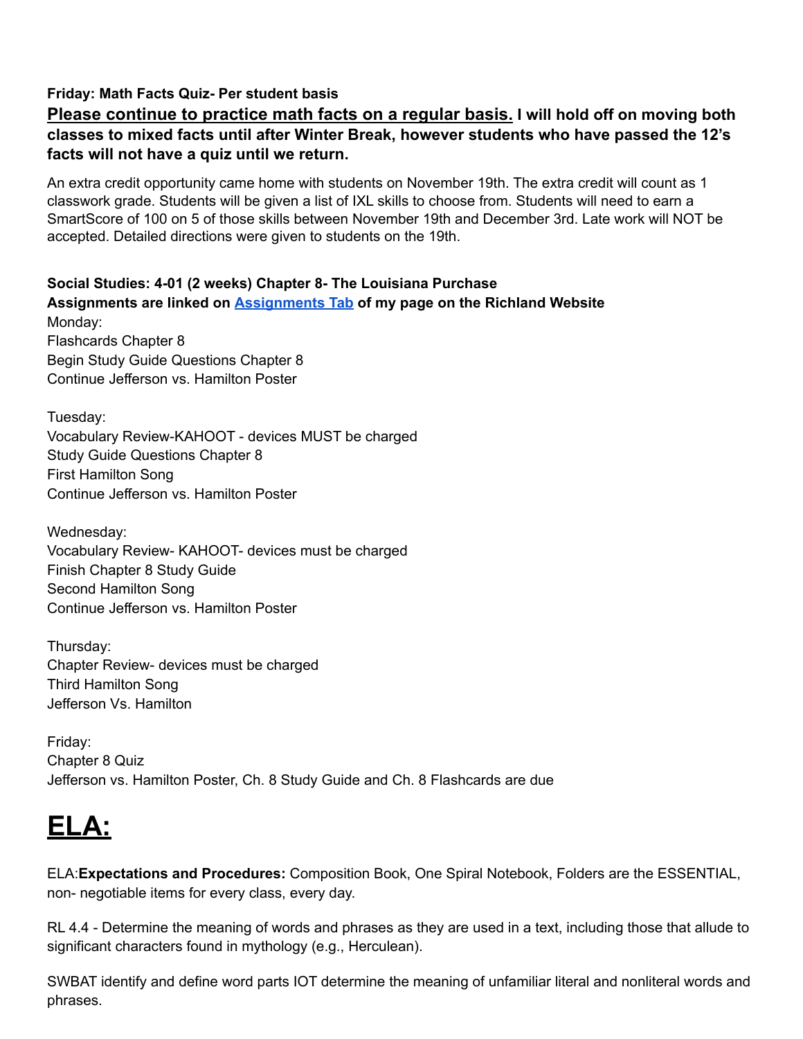**Friday: Math Facts Quiz- Per student basis**

**<u>Please continue to practice math facts on a regular basis.</u> I will hold off on moving both classes to mixed facts until after Winter Break, however students who have passed the 12's facts will not have a quiz until we return.**

An extra credit opportunity came home with students on November 19th. The extra credit will count as 1 classwork grade. Students will be given a list of IXL skills to choose from. Students will need to earn a SmartScore of 100 on 5 of those skills between November 19th and December 3rd. Late work will NOT be accepted. Detailed directions were given to students on the 19th.

**Social Studies: 4-01 (2 weeks) Chapter 8- The Louisiana Purchase**

**Assignments are linked on [Assignments Tab] of my page on the Richland Website**

Monday:
Flashcards Chapter 8
Begin Study Guide Questions Chapter 8
Continue Jefferson vs. Hamilton Poster

Tuesday:
Vocabulary Review-KAHOOT - devices MUST be charged
Study Guide Questions Chapter 8
First Hamilton Song
Continue Jefferson vs. Hamilton Poster

Wednesday:
Vocabulary Review- KAHOOT- devices must be charged
Finish Chapter 8 Study Guide
Second Hamilton Song
Continue Jefferson vs. Hamilton Poster

Thursday:
Chapter Review- devices must be charged
Third Hamilton Song
Jefferson Vs. Hamilton

Friday:
Chapter 8 Quiz
Jefferson vs. Hamilton Poster, Ch. 8 Study Guide and Ch. 8 Flashcards are due

# <u>ELA:</u>

ELA:**Expectations and Procedures:** Composition Book, One Spiral Notebook, Folders are the ESSENTIAL, non- negotiable items for every class, every day.

RL 4.4 - Determine the meaning of words and phrases as they are used in a text, including those that allude to significant characters found in mythology (e.g., Herculean).

SWBAT identify and define word parts IOT determine the meaning of unfamiliar literal and nonliteral words and phrases.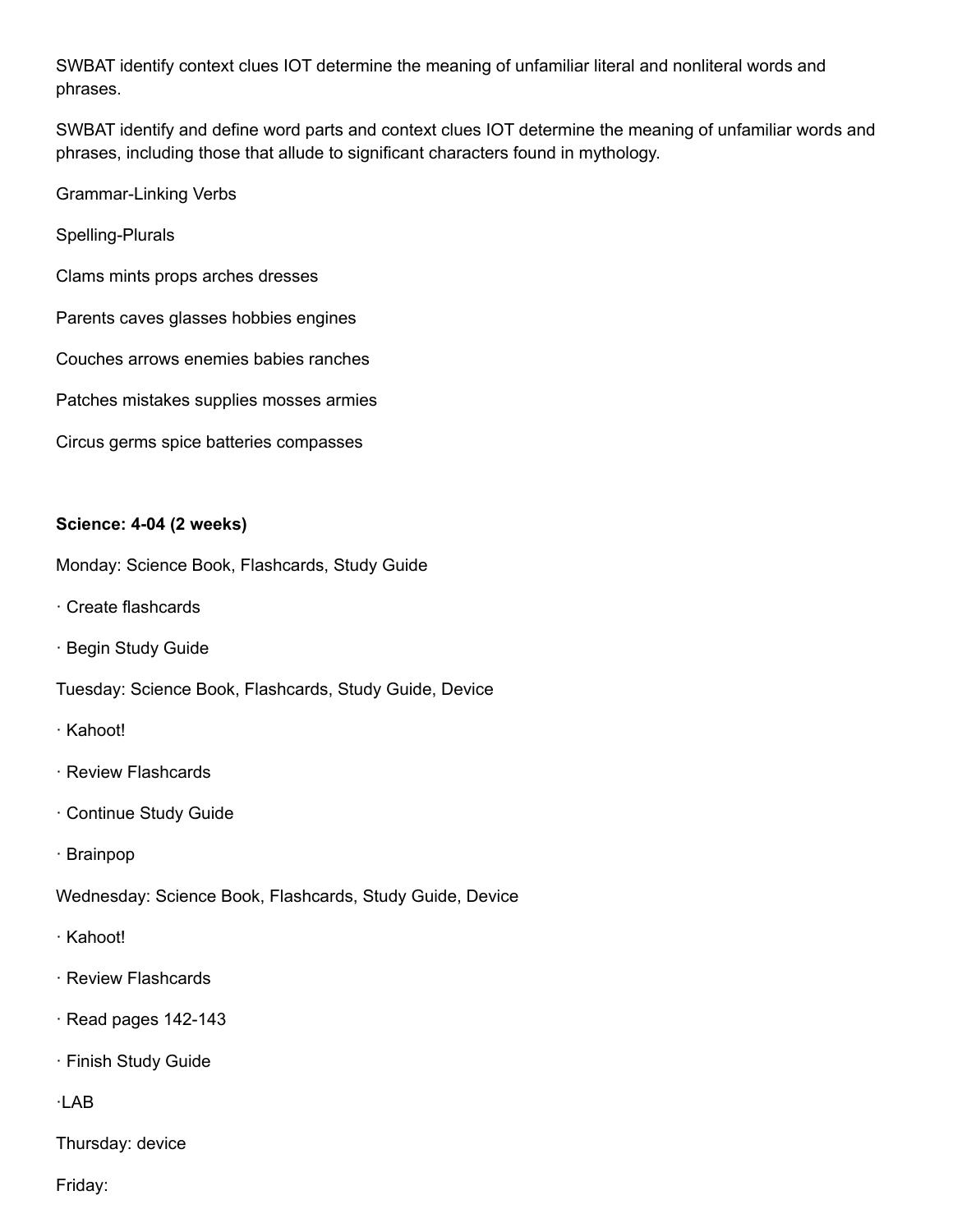SWBAT identify context clues IOT determine the meaning of unfamiliar literal and nonliteral words and phrases.

SWBAT identify and define word parts and context clues IOT determine the meaning of unfamiliar words and phrases, including those that allude to significant characters found in mythology.

Grammar-Linking Verbs

Spelling-Plurals

Clams mints props arches dresses

Parents caves glasses hobbies engines

Couches arrows enemies babies ranches

Patches mistakes supplies mosses armies

Circus germs spice batteries compasses

**Science: 4-04 (2 weeks)**

Monday: Science Book, Flashcards, Study Guide

· Create flashcards

· Begin Study Guide

Tuesday: Science Book, Flashcards, Study Guide, Device

· Kahoot!

· Review Flashcards

· Continue Study Guide

· Brainpop

Wednesday: Science Book, Flashcards, Study Guide, Device

· Kahoot!

· Review Flashcards

· Read pages 142-143

· Finish Study Guide

·LAB

Thursday: device

Friday: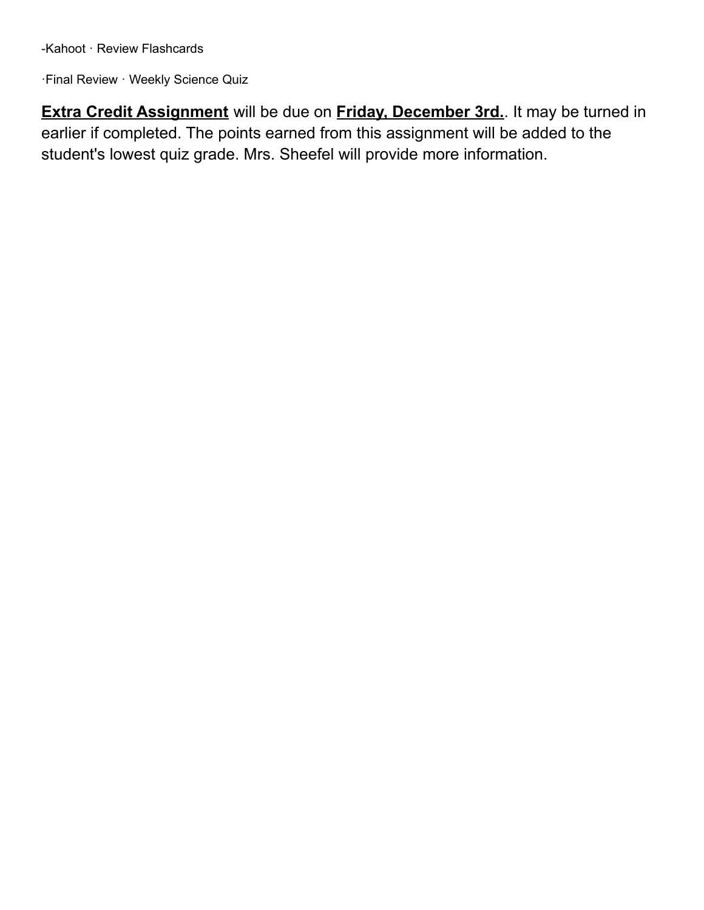-Kahoot · Review Flashcards

·Final Review · Weekly Science Quiz

**Extra Credit Assignment** will be due on **Friday, December 3rd.**. It may be turned in earlier if completed. The points earned from this assignment will be added to the student's lowest quiz grade. Mrs. Sheefel will provide more information.